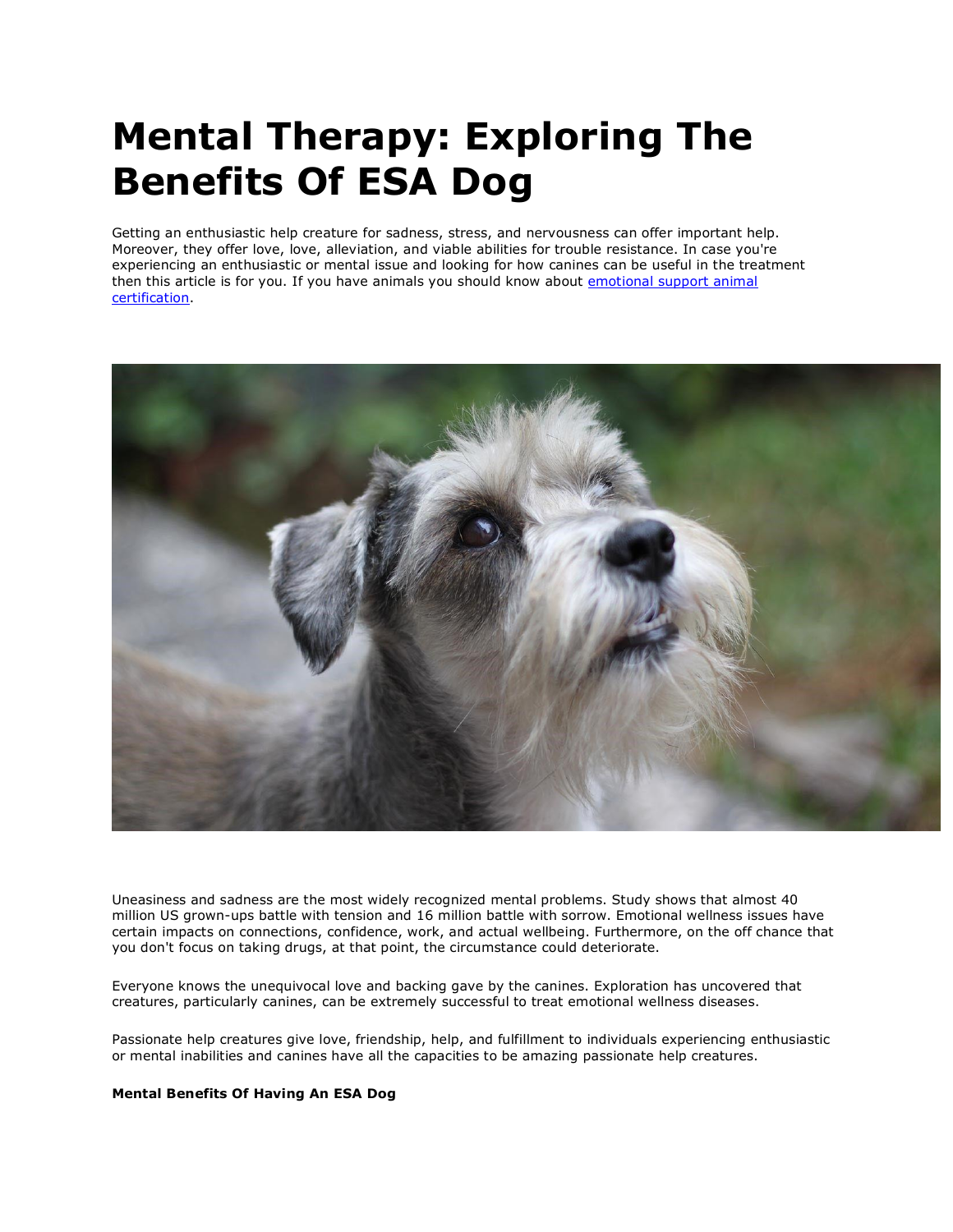# Mental Therapy: Exploring The Benefits Of ESA Dog

Getting an enthusiastic help creature for sadness, stress, and nervousness can offer important help. Moreover, they offer love, love, alleviation, and viable abilities for trouble resistance. In case you're experiencing an enthusiastic or mental issue and looking for how canines can be useful in the treatment then this article is for you. If you have animals you should know about [emotional support animal certification](emotional support animal certification).

Uneasiness and sadness are the most widely recognized mental problems. Study shows that almost 40 million US grown-ups battle with tension and 16 million battle with sorrow. Emotional wellness issues have certain impacts on connections, confidence, work, and actual wellbeing. Furthermore, on the off chance that you don't focus on taking drugs, at that point, the circumstance could deteriorate.

Everyone knows the unequivocal love and backing gave by the canines. Exploration has uncovered that creatures, particularly canines, can be extremely successful to treat emotional wellness diseases.

Passionate help creatures give love, friendship, help, and fulfillment to individuals experiencing enthusiastic or mental inabilities and canines have all the capacities to be amazing passionate help creatures.

**Mental Benefits Of Having An ESA Dog**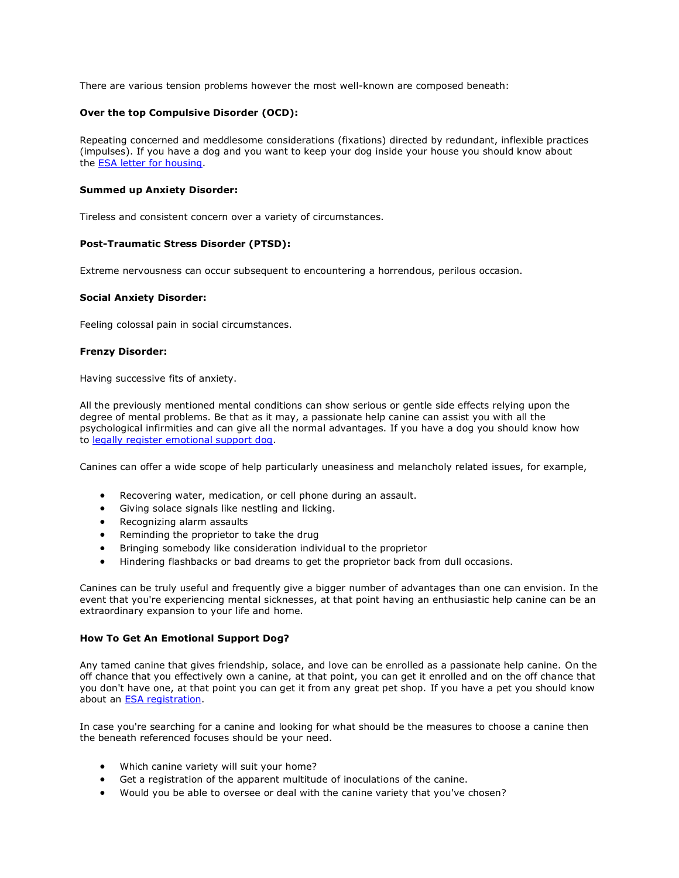There are various tension problems however the most well-known are composed beneath:

**Over the top Compulsive Disorder (OCD):**

Repeating concerned and meddlesome considerations (fixations) directed by redundant, inflexible practices (impulses). If you have a dog and you want to keep your dog inside your house you should know about the [ESA letter for housing](#).

**Summed up Anxiety Disorder:**

Tireless and consistent concern over a variety of circumstances.

**Post-Traumatic Stress Disorder (PTSD):**

Extreme nervousness can occur subsequent to encountering a horrendous, perilous occasion.

**Social Anxiety Disorder:**

Feeling colossal pain in social circumstances.

**Frenzy Disorder:**

Having successive fits of anxiety.

All the previously mentioned mental conditions can show serious or gentle side effects relying upon the degree of mental problems. Be that as it may, a passionate help canine can assist you with all the psychological infirmities and can give all the normal advantages. If you have a dog you should know how to [legally register emotional support dog](#).

Canines can offer a wide scope of help particularly uneasiness and melancholy related issues, for example,

- Recovering water, medication, or cell phone during an assault.
- Giving solace signals like nestling and licking.
- Recognizing alarm assaults
- Reminding the proprietor to take the drug
- Bringing somebody like consideration individual to the proprietor
- Hindering flashbacks or bad dreams to get the proprietor back from dull occasions.

Canines can be truly useful and frequently give a bigger number of advantages than one can envision. In the event that you're experiencing mental sicknesses, at that point having an enthusiastic help canine can be an extraordinary expansion to your life and home.

**How To Get An Emotional Support Dog?**

Any tamed canine that gives friendship, solace, and love can be enrolled as a passionate help canine. On the off chance that you effectively own a canine, at that point, you can get it enrolled and on the off chance that you don't have one, at that point you can get it from any great pet shop. If you have a pet you should know about an [ESA registration](#).

In case you're searching for a canine and looking for what should be the measures to choose a canine then the beneath referenced focuses should be your need.

- Which canine variety will suit your home?
- Get a registration of the apparent multitude of inoculations of the canine.
- Would you be able to oversee or deal with the canine variety that you've chosen?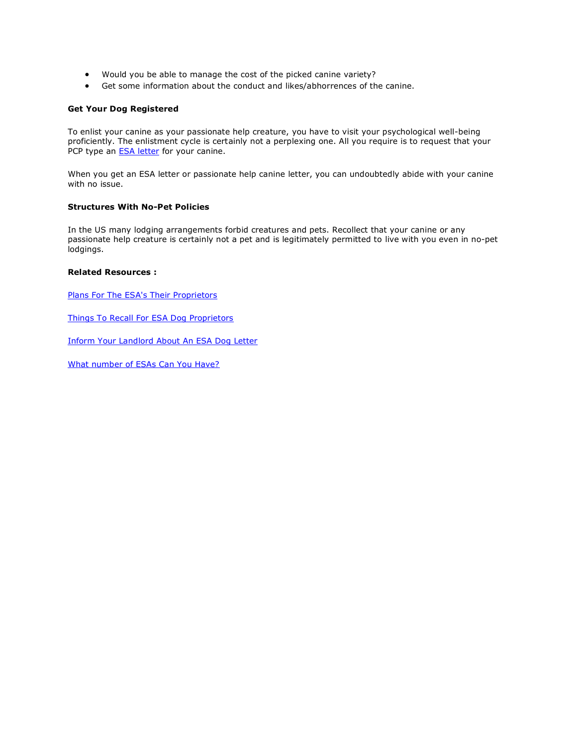- Would you be able to manage the cost of the picked canine variety?
- Get some information about the conduct and likes/abhorrences of the canine.

**Get Your Dog Registered**

To enlist your canine as your passionate help creature, you have to visit your psychological well-being proficiently. The enlistment cycle is certainly not a perplexing one. All you require is to request that your PCP type an [ESA letter](#) for your canine.

When you get an ESA letter or passionate help canine letter, you can undoubtedly abide with your canine with no issue.

**Structures With No-Pet Policies**

In the US many lodging arrangements forbid creatures and pets. Recollect that your canine or any passionate help creature is certainly not a pet and is legitimately permitted to live with you even in no-pet lodgings.

**Related Resources :**

[Plans For The ESA's Their Proprietors](#)

[Things To Recall For ESA Dog Proprietors](#)

[Inform Your Landlord About An ESA Dog Letter](#)

[What number of ESAs Can You Have?](#)